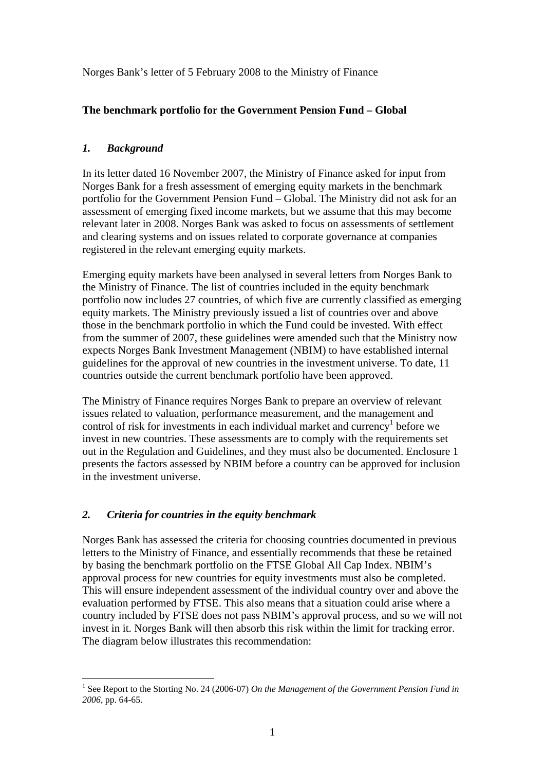Norges Bank's letter of 5 February 2008 to the Ministry of Finance

**The benchmark portfolio for the Government Pension Fund – Global**

## *1. Background*

In its letter dated 16 November 2007, the Ministry of Finance asked for input from Norges Bank for a fresh assessment of emerging equity markets in the benchmark portfolio for the Government Pension Fund – Global. The Ministry did not ask for an assessment of emerging fixed income markets, but we assume that this may become relevant later in 2008. Norges Bank was asked to focus on assessments of settlement and clearing systems and on issues related to corporate governance at companies registered in the relevant emerging equity markets.

Emerging equity markets have been analysed in several letters from Norges Bank to the Ministry of Finance. The list of countries included in the equity benchmark portfolio now includes 27 countries, of which five are currently classified as emerging equity markets. The Ministry previously issued a list of countries over and above those in the benchmark portfolio in which the Fund could be invested. With effect from the summer of 2007, these guidelines were amended such that the Ministry now expects Norges Bank Investment Management (NBIM) to have established internal guidelines for the approval of new countries in the investment universe. To date, 11 countries outside the current benchmark portfolio have been approved.

The Ministry of Finance requires Norges Bank to prepare an overview of relevant issues related to valuation, performance measurement, and the management and control of risk for investments in each individual market and currency[1] before we invest in new countries. These assessments are to comply with the requirements set out in the Regulation and Guidelines, and they must also be documented. Enclosure 1 presents the factors assessed by NBIM before a country can be approved for inclusion in the investment universe.

## *2. Criteria for countries in the equity benchmark*

Norges Bank has assessed the criteria for choosing countries documented in previous letters to the Ministry of Finance, and essentially recommends that these be retained by basing the benchmark portfolio on the FTSE Global All Cap Index. NBIM's approval process for new countries for equity investments must also be completed. This will ensure independent assessment of the individual country over and above the evaluation performed by FTSE. This also means that a situation could arise where a country included by FTSE does not pass NBIM's approval process, and so we will not invest in it. Norges Bank will then absorb this risk within the limit for tracking error. The diagram below illustrates this recommendation:

[1] See Report to the Storting No. 24 (2006-07) *On the Management of the Government Pension Fund in 2006*, pp. 64-65.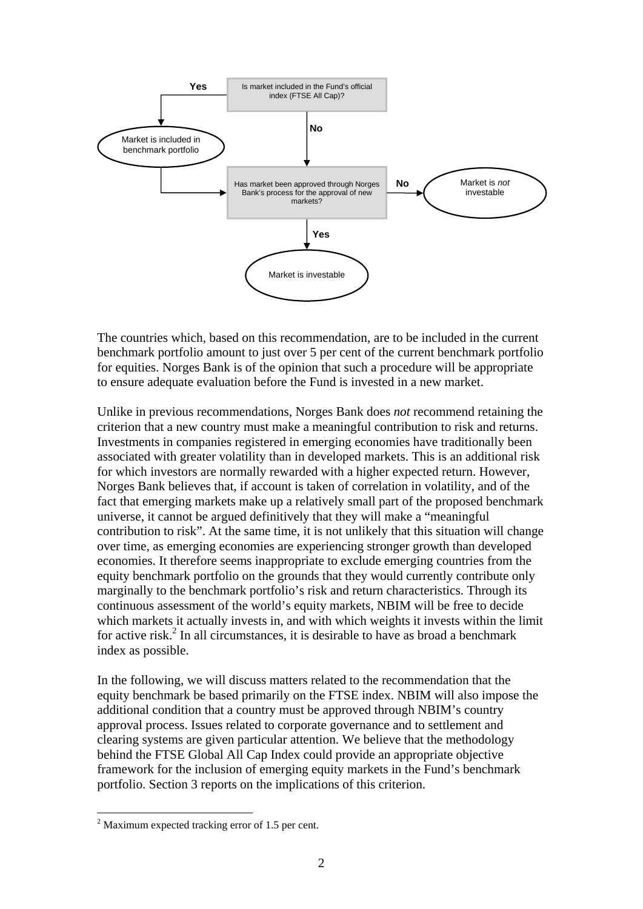Is market included in the Fund's official index (FTSE All Cap)?

- Yes → Market is included in benchmark portfolio → Has market been approved through Norges Bank's process for the approval of new markets?
- No → Has market been approved through Norges Bank's process for the approval of new markets?

Has market been approved through Norges Bank's process for the approval of new markets?

- No → Market is *not* investable
- Yes → Market is investable

The countries which, based on this recommendation, are to be included in the current benchmark portfolio amount to just over 5 per cent of the current benchmark portfolio for equities. Norges Bank is of the opinion that such a procedure will be appropriate to ensure adequate evaluation before the Fund is invested in a new market.

Unlike in previous recommendations, Norges Bank does *not* recommend retaining the criterion that a new country must make a meaningful contribution to risk and returns. Investments in companies registered in emerging economies have traditionally been associated with greater volatility than in developed markets. This is an additional risk for which investors are normally rewarded with a higher expected return. However, Norges Bank believes that, if account is taken of correlation in volatility, and of the fact that emerging markets make up a relatively small part of the proposed benchmark universe, it cannot be argued definitively that they will make a "meaningful contribution to risk". At the same time, it is not unlikely that this situation will change over time, as emerging economies are experiencing stronger growth than developed economies. It therefore seems inappropriate to exclude emerging countries from the equity benchmark portfolio on the grounds that they would currently contribute only marginally to the benchmark portfolio's risk and return characteristics. Through its continuous assessment of the world's equity markets, NBIM will be free to decide which markets it actually invests in, and with which weights it invests within the limit for active risk.[2] In all circumstances, it is desirable to have as broad a benchmark index as possible.

In the following, we will discuss matters related to the recommendation that the equity benchmark be based primarily on the FTSE index. NBIM will also impose the additional condition that a country must be approved through NBIM's country approval process. Issues related to corporate governance and to settlement and clearing systems are given particular attention. We believe that the methodology behind the FTSE Global All Cap Index could provide an appropriate objective framework for the inclusion of emerging equity markets in the Fund's benchmark portfolio. Section 3 reports on the implications of this criterion.

[2] Maximum expected tracking error of 1.5 per cent.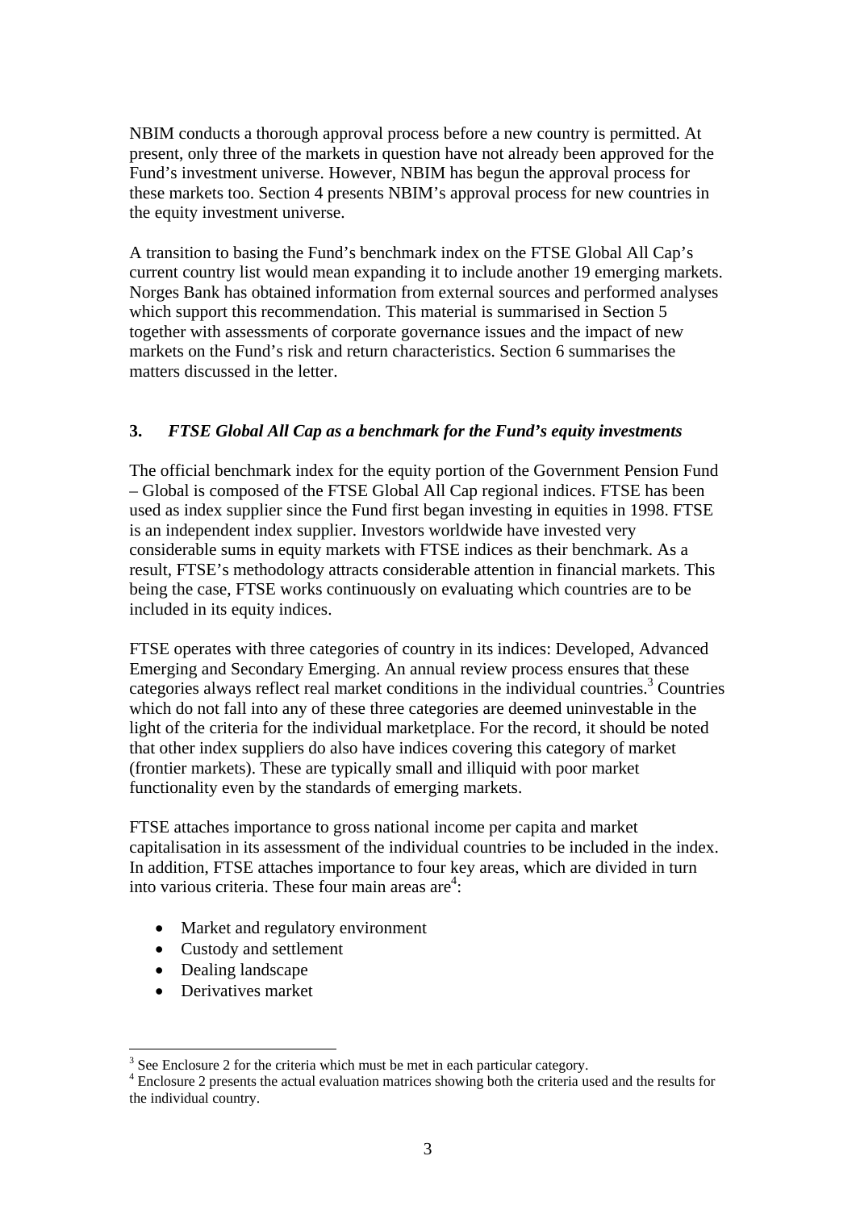NBIM conducts a thorough approval process before a new country is permitted. At present, only three of the markets in question have not already been approved for the Fund's investment universe. However, NBIM has begun the approval process for these markets too. Section 4 presents NBIM's approval process for new countries in the equity investment universe.

A transition to basing the Fund's benchmark index on the FTSE Global All Cap's current country list would mean expanding it to include another 19 emerging markets. Norges Bank has obtained information from external sources and performed analyses which support this recommendation. This material is summarised in Section 5 together with assessments of corporate governance issues and the impact of new markets on the Fund's risk and return characteristics. Section 6 summarises the matters discussed in the letter.

## 3. *FTSE Global All Cap as a benchmark for the Fund's equity investments*

The official benchmark index for the equity portion of the Government Pension Fund – Global is composed of the FTSE Global All Cap regional indices. FTSE has been used as index supplier since the Fund first began investing in equities in 1998. FTSE is an independent index supplier. Investors worldwide have invested very considerable sums in equity markets with FTSE indices as their benchmark. As a result, FTSE's methodology attracts considerable attention in financial markets. This being the case, FTSE works continuously on evaluating which countries are to be included in its equity indices.

FTSE operates with three categories of country in its indices: Developed, Advanced Emerging and Secondary Emerging. An annual review process ensures that these categories always reflect real market conditions in the individual countries.[3] Countries which do not fall into any of these three categories are deemed uninvestable in the light of the criteria for the individual marketplace. For the record, it should be noted that other index suppliers do also have indices covering this category of market (frontier markets). These are typically small and illiquid with poor market functionality even by the standards of emerging markets.

FTSE attaches importance to gross national income per capita and market capitalisation in its assessment of the individual countries to be included in the index. In addition, FTSE attaches importance to four key areas, which are divided in turn into various criteria. These four main areas are[4]:

- Market and regulatory environment
- Custody and settlement
- Dealing landscape
- Derivatives market

[3] See Enclosure 2 for the criteria which must be met in each particular category.

[4] Enclosure 2 presents the actual evaluation matrices showing both the criteria used and the results for the individual country.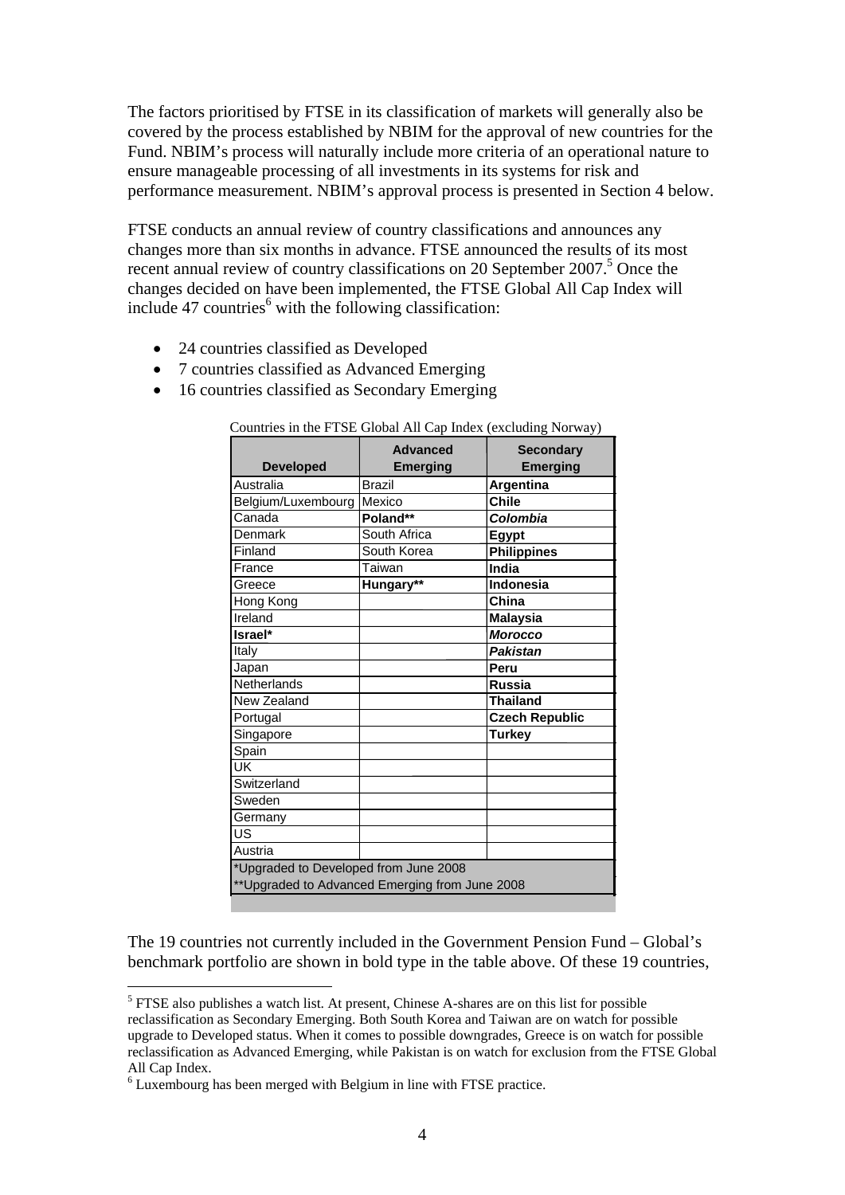The factors prioritised by FTSE in its classification of markets will generally also be covered by the process established by NBIM for the approval of new countries for the Fund. NBIM's process will naturally include more criteria of an operational nature to ensure manageable processing of all investments in its systems for risk and performance measurement. NBIM's approval process is presented in Section 4 below.

FTSE conducts an annual review of country classifications and announces any changes more than six months in advance. FTSE announced the results of its most recent annual review of country classifications on 20 September 2007.[5] Once the changes decided on have been implemented, the FTSE Global All Cap Index will include 47 countries[6] with the following classification:

- 24 countries classified as Developed
- 7 countries classified as Advanced Emerging
- 16 countries classified as Secondary Emerging

Countries in the FTSE Global All Cap Index (excluding Norway)

| Developed | Advanced Emerging | Secondary Emerging |
|---|---|---|
| Australia | Brazil | **Argentina** |
| Belgium/Luxembourg | Mexico | **Chile** |
| Canada | **Poland**** | ***Colombia*** |
| Denmark | South Africa | **Egypt** |
| Finland | South Korea | **Philippines** |
| France | Taiwan | **India** |
| Greece | **Hungary**** | **Indonesia** |
| Hong Kong | | **China** |
| Ireland | | **Malaysia** |
| **Israel*** | | ***Morocco*** |
| Italy | | ***Pakistan*** |
| Japan | | **Peru** |
| Netherlands | | **Russia** |
| New Zealand | | **Thailand** |
| Portugal | | **Czech Republic** |
| Singapore | | **Turkey** |
| Spain | | |
| UK | | |
| Switzerland | | |
| Sweden | | |
| Germany | | |
| US | | |
| Austria | | |
| *Upgraded to Developed from June 2008 | | |
| **Upgraded to Advanced Emerging from June 2008 | | |

The 19 countries not currently included in the Government Pension Fund – Global's benchmark portfolio are shown in bold type in the table above. Of these 19 countries,

[5] FTSE also publishes a watch list. At present, Chinese A-shares are on this list for possible reclassification as Secondary Emerging. Both South Korea and Taiwan are on watch for possible upgrade to Developed status. When it comes to possible downgrades, Greece is on watch for possible reclassification as Advanced Emerging, while Pakistan is on watch for exclusion from the FTSE Global All Cap Index.

[6] Luxembourg has been merged with Belgium in line with FTSE practice.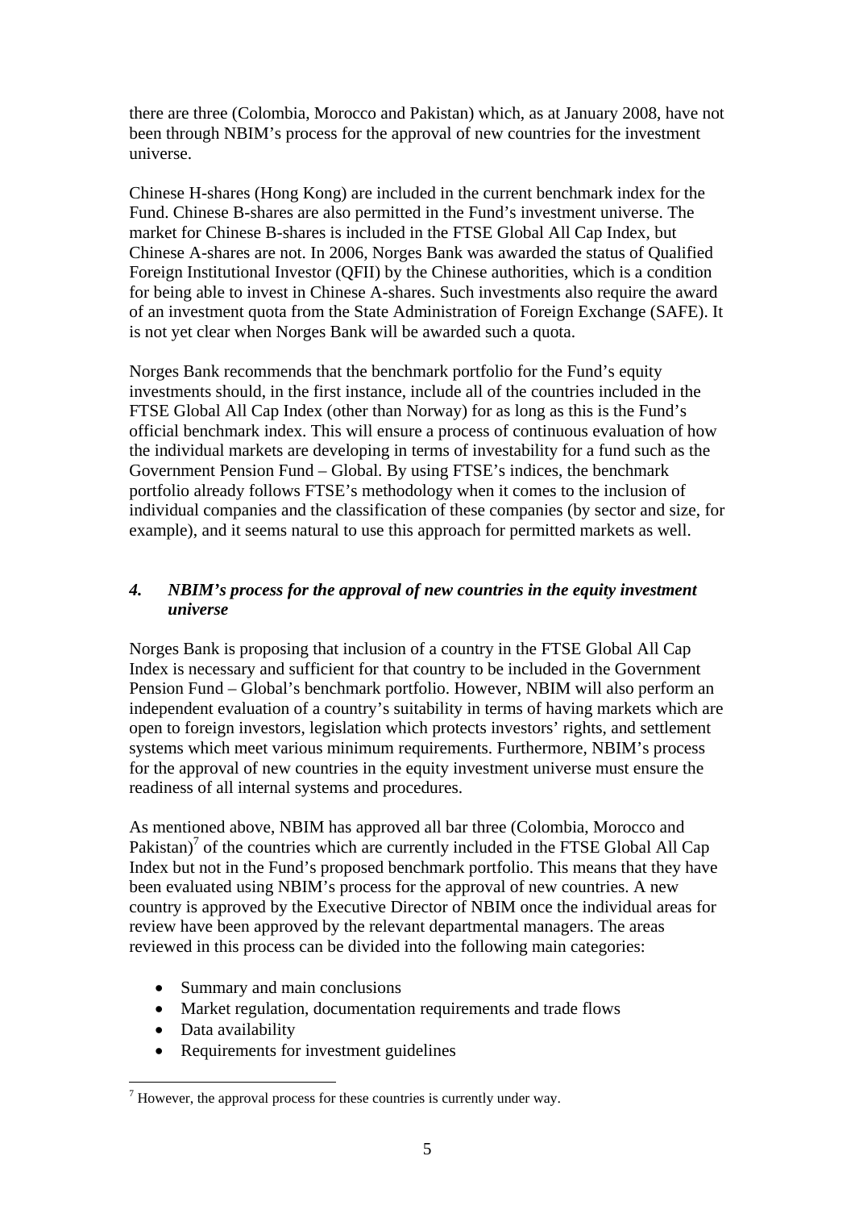there are three (Colombia, Morocco and Pakistan) which, as at January 2008, have not been through NBIM's process for the approval of new countries for the investment universe.

Chinese H-shares (Hong Kong) are included in the current benchmark index for the Fund. Chinese B-shares are also permitted in the Fund's investment universe. The market for Chinese B-shares is included in the FTSE Global All Cap Index, but Chinese A-shares are not. In 2006, Norges Bank was awarded the status of Qualified Foreign Institutional Investor (QFII) by the Chinese authorities, which is a condition for being able to invest in Chinese A-shares. Such investments also require the award of an investment quota from the State Administration of Foreign Exchange (SAFE). It is not yet clear when Norges Bank will be awarded such a quota.

Norges Bank recommends that the benchmark portfolio for the Fund's equity investments should, in the first instance, include all of the countries included in the FTSE Global All Cap Index (other than Norway) for as long as this is the Fund's official benchmark index. This will ensure a process of continuous evaluation of how the individual markets are developing in terms of investability for a fund such as the Government Pension Fund – Global. By using FTSE's indices, the benchmark portfolio already follows FTSE's methodology when it comes to the inclusion of individual companies and the classification of these companies (by sector and size, for example), and it seems natural to use this approach for permitted markets as well.

## *4. NBIM's process for the approval of new countries in the equity investment universe*

Norges Bank is proposing that inclusion of a country in the FTSE Global All Cap Index is necessary and sufficient for that country to be included in the Government Pension Fund – Global's benchmark portfolio. However, NBIM will also perform an independent evaluation of a country's suitability in terms of having markets which are open to foreign investors, legislation which protects investors' rights, and settlement systems which meet various minimum requirements. Furthermore, NBIM's process for the approval of new countries in the equity investment universe must ensure the readiness of all internal systems and procedures.

As mentioned above, NBIM has approved all bar three (Colombia, Morocco and Pakistan)[7] of the countries which are currently included in the FTSE Global All Cap Index but not in the Fund's proposed benchmark portfolio. This means that they have been evaluated using NBIM's process for the approval of new countries. A new country is approved by the Executive Director of NBIM once the individual areas for review have been approved by the relevant departmental managers. The areas reviewed in this process can be divided into the following main categories:

- Summary and main conclusions
- Market regulation, documentation requirements and trade flows
- Data availability
- Requirements for investment guidelines

[7] However, the approval process for these countries is currently under way.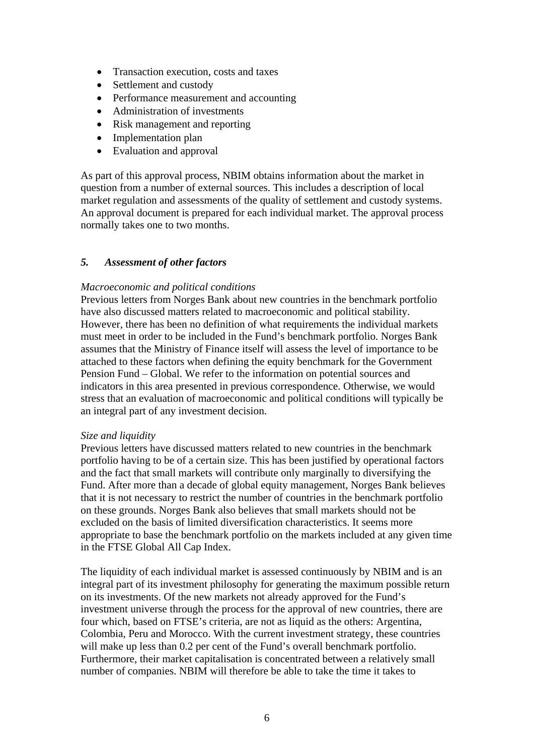- Transaction execution, costs and taxes
- Settlement and custody
- Performance measurement and accounting
- Administration of investments
- Risk management and reporting
- Implementation plan
- Evaluation and approval

As part of this approval process, NBIM obtains information about the market in question from a number of external sources. This includes a description of local market regulation and assessments of the quality of settlement and custody systems. An approval document is prepared for each individual market. The approval process normally takes one to two months.

## *5. Assessment of other factors*

*Macroeconomic and political conditions*

Previous letters from Norges Bank about new countries in the benchmark portfolio have also discussed matters related to macroeconomic and political stability. However, there has been no definition of what requirements the individual markets must meet in order to be included in the Fund's benchmark portfolio. Norges Bank assumes that the Ministry of Finance itself will assess the level of importance to be attached to these factors when defining the equity benchmark for the Government Pension Fund – Global. We refer to the information on potential sources and indicators in this area presented in previous correspondence. Otherwise, we would stress that an evaluation of macroeconomic and political conditions will typically be an integral part of any investment decision.

*Size and liquidity*

Previous letters have discussed matters related to new countries in the benchmark portfolio having to be of a certain size. This has been justified by operational factors and the fact that small markets will contribute only marginally to diversifying the Fund. After more than a decade of global equity management, Norges Bank believes that it is not necessary to restrict the number of countries in the benchmark portfolio on these grounds. Norges Bank also believes that small markets should not be excluded on the basis of limited diversification characteristics. It seems more appropriate to base the benchmark portfolio on the markets included at any given time in the FTSE Global All Cap Index.

The liquidity of each individual market is assessed continuously by NBIM and is an integral part of its investment philosophy for generating the maximum possible return on its investments. Of the new markets not already approved for the Fund's investment universe through the process for the approval of new countries, there are four which, based on FTSE's criteria, are not as liquid as the others: Argentina, Colombia, Peru and Morocco. With the current investment strategy, these countries will make up less than 0.2 per cent of the Fund's overall benchmark portfolio. Furthermore, their market capitalisation is concentrated between a relatively small number of companies. NBIM will therefore be able to take the time it takes to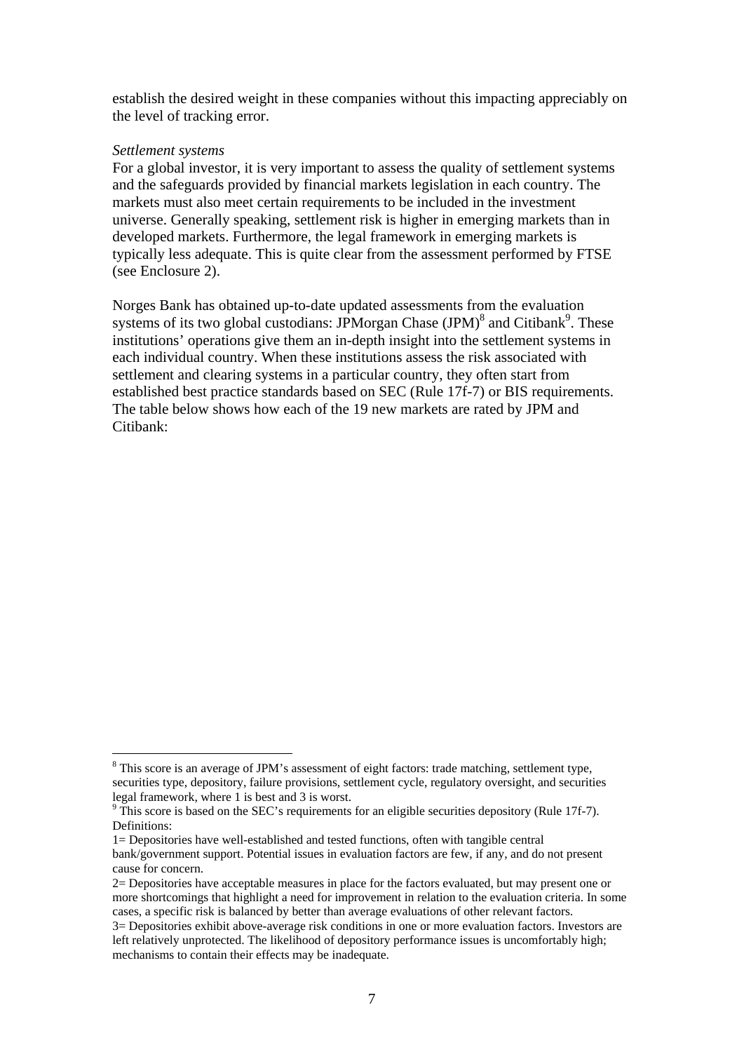establish the desired weight in these companies without this impacting appreciably on the level of tracking error.

*Settlement systems*

For a global investor, it is very important to assess the quality of settlement systems and the safeguards provided by financial markets legislation in each country. The markets must also meet certain requirements to be included in the investment universe. Generally speaking, settlement risk is higher in emerging markets than in developed markets. Furthermore, the legal framework in emerging markets is typically less adequate. This is quite clear from the assessment performed by FTSE (see Enclosure 2).

Norges Bank has obtained up-to-date updated assessments from the evaluation systems of its two global custodians: JPMorgan Chase (JPM)[8] and Citibank[9]. These institutions' operations give them an in-depth insight into the settlement systems in each individual country. When these institutions assess the risk associated with settlement and clearing systems in a particular country, they often start from established best practice standards based on SEC (Rule 17f-7) or BIS requirements. The table below shows how each of the 19 new markets are rated by JPM and Citibank:

---

[8] This score is an average of JPM's assessment of eight factors: trade matching, settlement type, securities type, depository, failure provisions, settlement cycle, regulatory oversight, and securities legal framework, where 1 is best and 3 is worst.

[9] This score is based on the SEC's requirements for an eligible securities depository (Rule 17f-7). Definitions:

1= Depositories have well-established and tested functions, often with tangible central bank/government support. Potential issues in evaluation factors are few, if any, and do not present cause for concern.

2= Depositories have acceptable measures in place for the factors evaluated, but may present one or more shortcomings that highlight a need for improvement in relation to the evaluation criteria. In some cases, a specific risk is balanced by better than average evaluations of other relevant factors.

3= Depositories exhibit above-average risk conditions in one or more evaluation factors. Investors are left relatively unprotected. The likelihood of depository performance issues is uncomfortably high; mechanisms to contain their effects may be inadequate.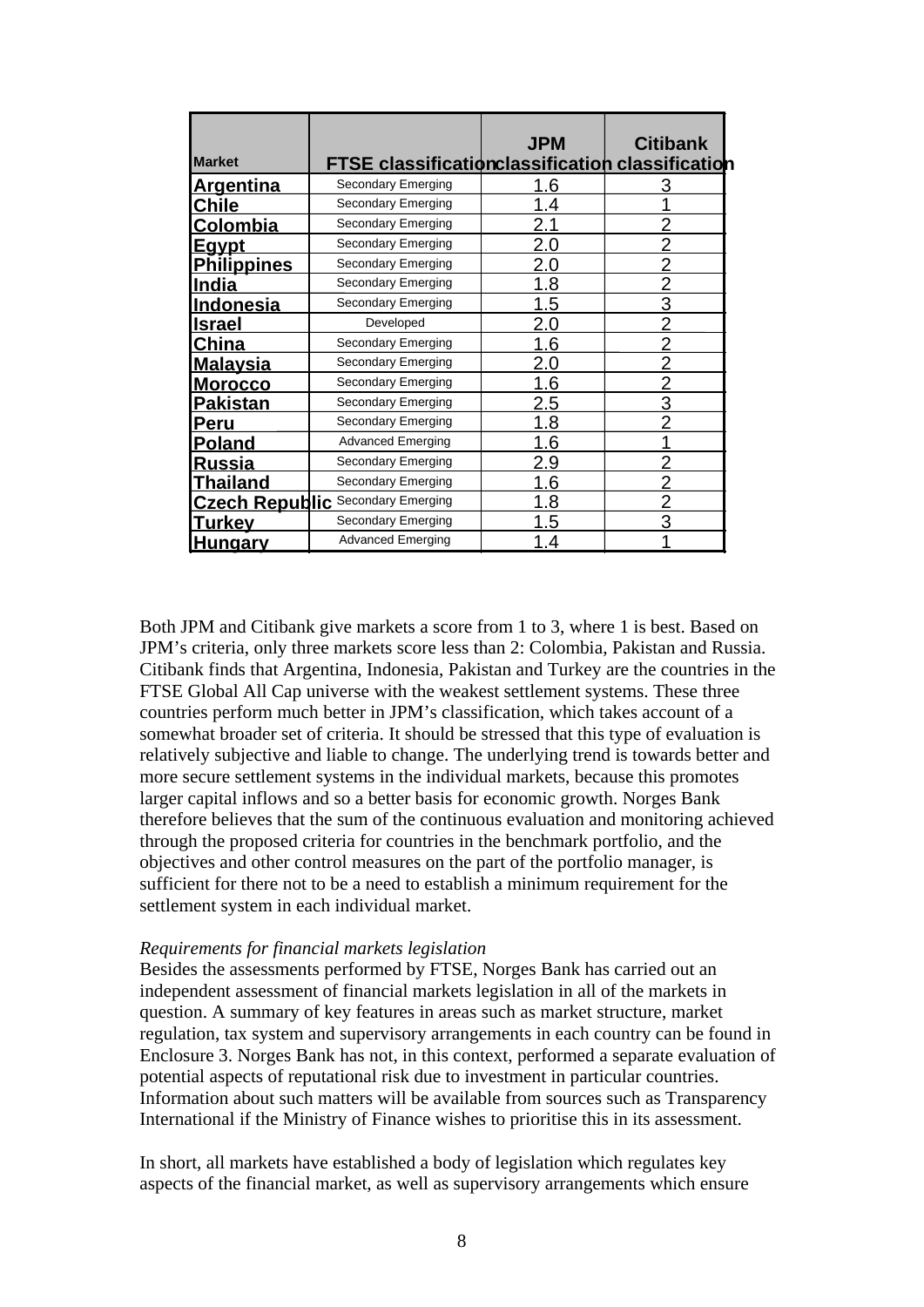| Market | FTSE classification | JPM classification | Citibank classification |
| --- | --- | --- | --- |
| Argentina | Secondary Emerging | 1.6 | 3 |
| Chile | Secondary Emerging | 1.4 | 1 |
| Colombia | Secondary Emerging | 2.1 | 2 |
| Egypt | Secondary Emerging | 2.0 | 2 |
| Philippines | Secondary Emerging | 2.0 | 2 |
| India | Secondary Emerging | 1.8 | 2 |
| Indonesia | Secondary Emerging | 1.5 | 3 |
| Israel | Developed | 2.0 | 2 |
| China | Secondary Emerging | 1.6 | 2 |
| Malaysia | Secondary Emerging | 2.0 | 2 |
| Morocco | Secondary Emerging | 1.6 | 2 |
| Pakistan | Secondary Emerging | 2.5 | 3 |
| Peru | Secondary Emerging | 1.8 | 2 |
| Poland | Advanced Emerging | 1.6 | 1 |
| Russia | Secondary Emerging | 2.9 | 2 |
| Thailand | Secondary Emerging | 1.6 | 2 |
| Czech Republic | Secondary Emerging | 1.8 | 2 |
| Turkey | Secondary Emerging | 1.5 | 3 |
| Hungary | Advanced Emerging | 1.4 | 1 |

Both JPM and Citibank give markets a score from 1 to 3, where 1 is best. Based on JPM's criteria, only three markets score less than 2: Colombia, Pakistan and Russia. Citibank finds that Argentina, Indonesia, Pakistan and Turkey are the countries in the FTSE Global All Cap universe with the weakest settlement systems. These three countries perform much better in JPM's classification, which takes account of a somewhat broader set of criteria. It should be stressed that this type of evaluation is relatively subjective and liable to change. The underlying trend is towards better and more secure settlement systems in the individual markets, because this promotes larger capital inflows and so a better basis for economic growth. Norges Bank therefore believes that the sum of the continuous evaluation and monitoring achieved through the proposed criteria for countries in the benchmark portfolio, and the objectives and other control measures on the part of the portfolio manager, is sufficient for there not to be a need to establish a minimum requirement for the settlement system in each individual market.

*Requirements for financial markets legislation*

Besides the assessments performed by FTSE, Norges Bank has carried out an independent assessment of financial markets legislation in all of the markets in question. A summary of key features in areas such as market structure, market regulation, tax system and supervisory arrangements in each country can be found in Enclosure 3. Norges Bank has not, in this context, performed a separate evaluation of potential aspects of reputational risk due to investment in particular countries. Information about such matters will be available from sources such as Transparency International if the Ministry of Finance wishes to prioritise this in its assessment.

In short, all markets have established a body of legislation which regulates key aspects of the financial market, as well as supervisory arrangements which ensure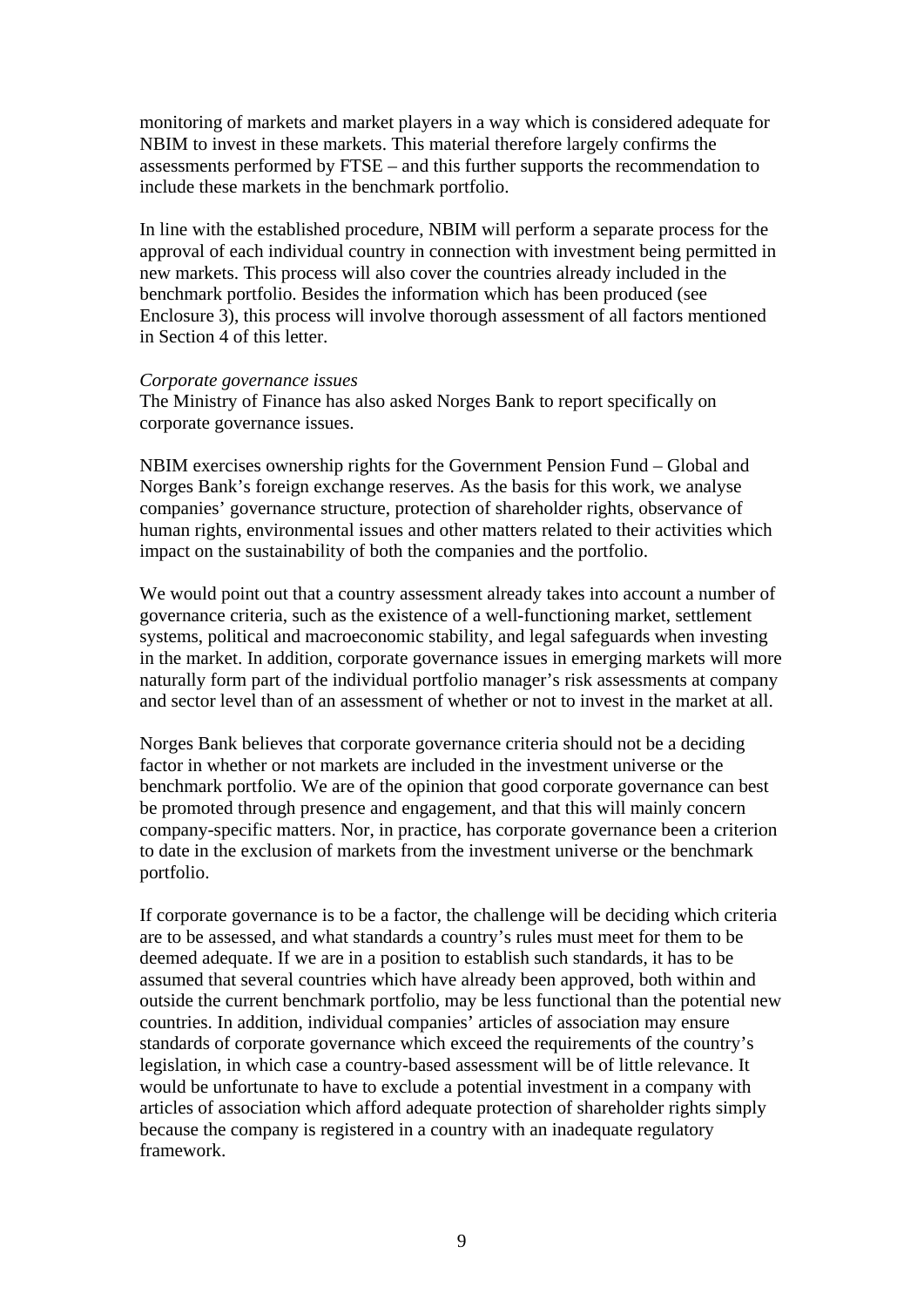monitoring of markets and market players in a way which is considered adequate for NBIM to invest in these markets. This material therefore largely confirms the assessments performed by FTSE – and this further supports the recommendation to include these markets in the benchmark portfolio.

In line with the established procedure, NBIM will perform a separate process for the approval of each individual country in connection with investment being permitted in new markets. This process will also cover the countries already included in the benchmark portfolio. Besides the information which has been produced (see Enclosure 3), this process will involve thorough assessment of all factors mentioned in Section 4 of this letter.

*Corporate governance issues*

The Ministry of Finance has also asked Norges Bank to report specifically on corporate governance issues.

NBIM exercises ownership rights for the Government Pension Fund – Global and Norges Bank's foreign exchange reserves. As the basis for this work, we analyse companies' governance structure, protection of shareholder rights, observance of human rights, environmental issues and other matters related to their activities which impact on the sustainability of both the companies and the portfolio.

We would point out that a country assessment already takes into account a number of governance criteria, such as the existence of a well-functioning market, settlement systems, political and macroeconomic stability, and legal safeguards when investing in the market. In addition, corporate governance issues in emerging markets will more naturally form part of the individual portfolio manager's risk assessments at company and sector level than of an assessment of whether or not to invest in the market at all.

Norges Bank believes that corporate governance criteria should not be a deciding factor in whether or not markets are included in the investment universe or the benchmark portfolio. We are of the opinion that good corporate governance can best be promoted through presence and engagement, and that this will mainly concern company-specific matters. Nor, in practice, has corporate governance been a criterion to date in the exclusion of markets from the investment universe or the benchmark portfolio.

If corporate governance is to be a factor, the challenge will be deciding which criteria are to be assessed, and what standards a country's rules must meet for them to be deemed adequate. If we are in a position to establish such standards, it has to be assumed that several countries which have already been approved, both within and outside the current benchmark portfolio, may be less functional than the potential new countries. In addition, individual companies' articles of association may ensure standards of corporate governance which exceed the requirements of the country's legislation, in which case a country-based assessment will be of little relevance. It would be unfortunate to have to exclude a potential investment in a company with articles of association which afford adequate protection of shareholder rights simply because the company is registered in a country with an inadequate regulatory framework.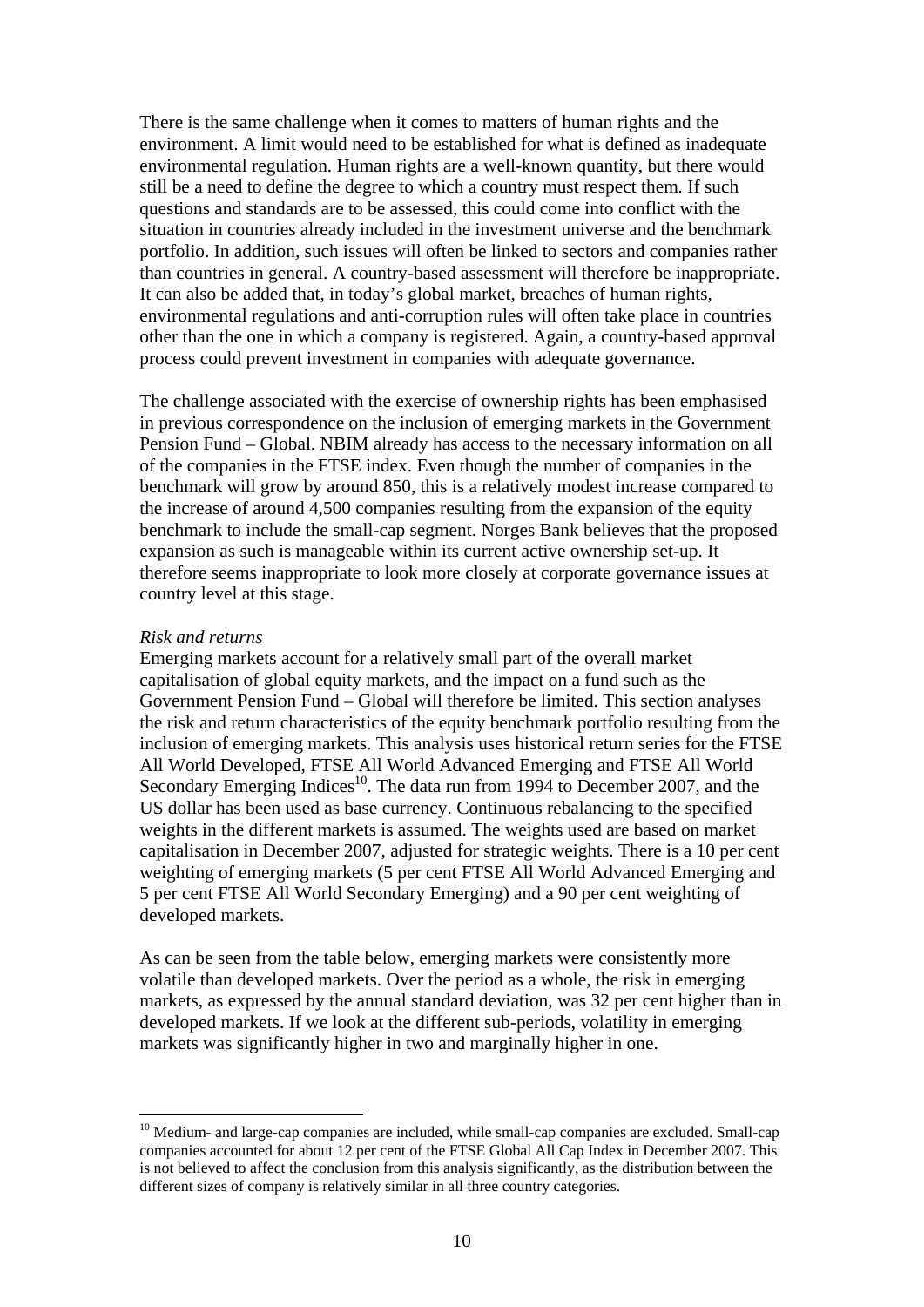There is the same challenge when it comes to matters of human rights and the environment. A limit would need to be established for what is defined as inadequate environmental regulation. Human rights are a well-known quantity, but there would still be a need to define the degree to which a country must respect them. If such questions and standards are to be assessed, this could come into conflict with the situation in countries already included in the investment universe and the benchmark portfolio. In addition, such issues will often be linked to sectors and companies rather than countries in general. A country-based assessment will therefore be inappropriate. It can also be added that, in today's global market, breaches of human rights, environmental regulations and anti-corruption rules will often take place in countries other than the one in which a company is registered. Again, a country-based approval process could prevent investment in companies with adequate governance.

The challenge associated with the exercise of ownership rights has been emphasised in previous correspondence on the inclusion of emerging markets in the Government Pension Fund – Global. NBIM already has access to the necessary information on all of the companies in the FTSE index. Even though the number of companies in the benchmark will grow by around 850, this is a relatively modest increase compared to the increase of around 4,500 companies resulting from the expansion of the equity benchmark to include the small-cap segment. Norges Bank believes that the proposed expansion as such is manageable within its current active ownership set-up. It therefore seems inappropriate to look more closely at corporate governance issues at country level at this stage.

*Risk and returns*

Emerging markets account for a relatively small part of the overall market capitalisation of global equity markets, and the impact on a fund such as the Government Pension Fund – Global will therefore be limited. This section analyses the risk and return characteristics of the equity benchmark portfolio resulting from the inclusion of emerging markets. This analysis uses historical return series for the FTSE All World Developed, FTSE All World Advanced Emerging and FTSE All World Secondary Emerging Indices[10]. The data run from 1994 to December 2007, and the US dollar has been used as base currency. Continuous rebalancing to the specified weights in the different markets is assumed. The weights used are based on market capitalisation in December 2007, adjusted for strategic weights. There is a 10 per cent weighting of emerging markets (5 per cent FTSE All World Advanced Emerging and 5 per cent FTSE All World Secondary Emerging) and a 90 per cent weighting of developed markets.

As can be seen from the table below, emerging markets were consistently more volatile than developed markets. Over the period as a whole, the risk in emerging markets, as expressed by the annual standard deviation, was 32 per cent higher than in developed markets. If we look at the different sub-periods, volatility in emerging markets was significantly higher in two and marginally higher in one.

[10] Medium- and large-cap companies are included, while small-cap companies are excluded. Small-cap companies accounted for about 12 per cent of the FTSE Global All Cap Index in December 2007. This is not believed to affect the conclusion from this analysis significantly, as the distribution between the different sizes of company is relatively similar in all three country categories.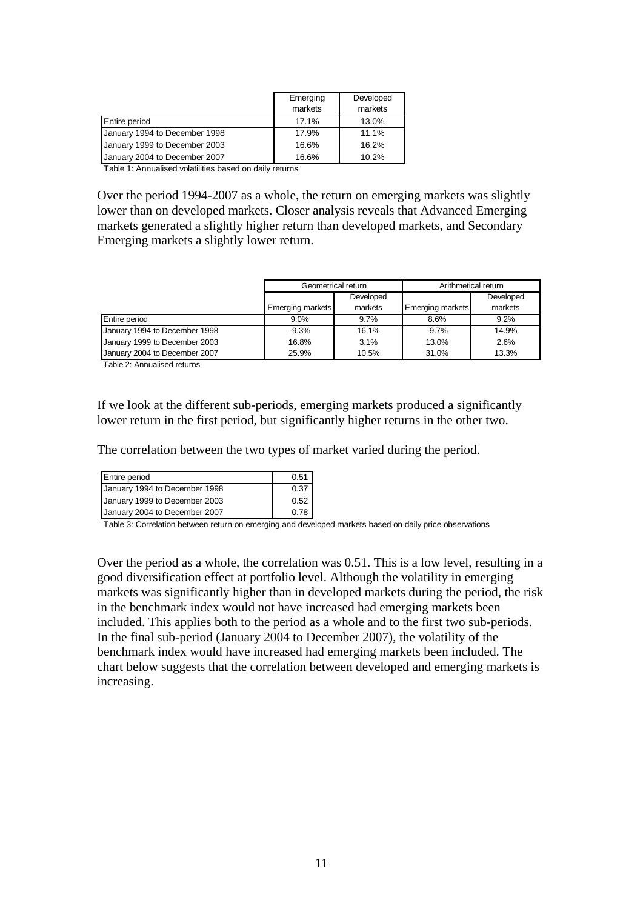| | Emerging markets | Developed markets |
|---|---|---|
| Entire period | 17.1% | 13.0% |
| January 1994 to December 1998 | 17.9% | 11.1% |
| January 1999 to December 2003 | 16.6% | 16.2% |
| January 2004 to December 2007 | 16.6% | 10.2% |

Table 1: Annualised volatilities based on daily returns

Over the period 1994-2007 as a whole, the return on emerging markets was slightly lower than on developed markets. Closer analysis reveals that Advanced Emerging markets generated a slightly higher return than developed markets, and Secondary Emerging markets a slightly lower return.

| | Geometrical return | | Arithmetical return | |
|---|---|---|---|---|
| | Emerging markets | Developed markets | Emerging markets | Developed markets |
| Entire period | 9.0% | 9.7% | 8.6% | 9.2% |
| January 1994 to December 1998 | -9.3% | 16.1% | -9.7% | 14.9% |
| January 1999 to December 2003 | 16.8% | 3.1% | 13.0% | 2.6% |
| January 2004 to December 2007 | 25.9% | 10.5% | 31.0% | 13.3% |

Table 2: Annualised returns

If we look at the different sub-periods, emerging markets produced a significantly lower return in the first period, but significantly higher returns in the other two.

The correlation between the two types of market varied during the period.

| | |
|---|---|
| Entire period | 0.51 |
| January 1994 to December 1998 | 0.37 |
| January 1999 to December 2003 | 0.52 |
| January 2004 to December 2007 | 0.78 |

Table 3: Correlation between return on emerging and developed markets based on daily price observations

Over the period as a whole, the correlation was 0.51. This is a low level, resulting in a good diversification effect at portfolio level. Although the volatility in emerging markets was significantly higher than in developed markets during the period, the risk in the benchmark index would not have increased had emerging markets been included. This applies both to the period as a whole and to the first two sub-periods. In the final sub-period (January 2004 to December 2007), the volatility of the benchmark index would have increased had emerging markets been included. The chart below suggests that the correlation between developed and emerging markets is increasing.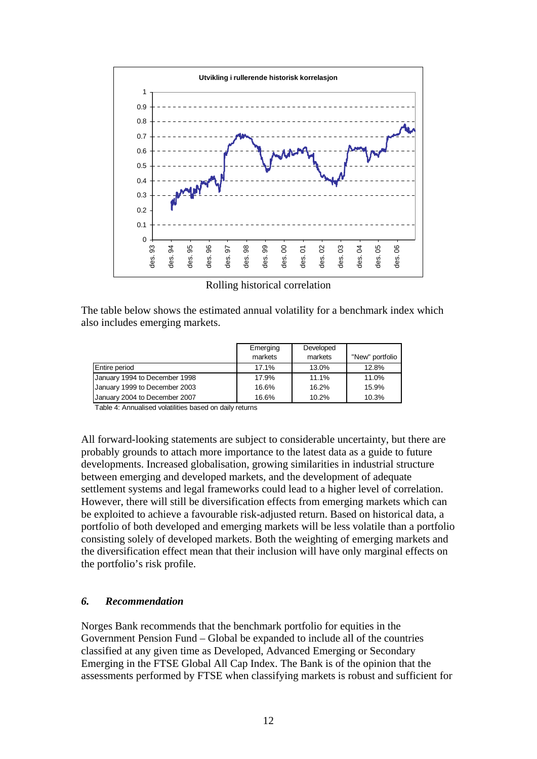Rolling historical correlation

The table below shows the estimated annual volatility for a benchmark index which also includes emerging markets.

| | Emerging markets | Developed markets | "New" portfolio |
|---|---|---|---|
| Entire period | 17.1% | 13.0% | 12.8% |
| January 1994 to December 1998 | 17.9% | 11.1% | 11.0% |
| January 1999 to December 2003 | 16.6% | 16.2% | 15.9% |
| January 2004 to December 2007 | 16.6% | 10.2% | 10.3% |

Table 4: Annualised volatilities based on daily returns

All forward-looking statements are subject to considerable uncertainty, but there are probably grounds to attach more importance to the latest data as a guide to future developments. Increased globalisation, growing similarities in industrial structure between emerging and developed markets, and the development of adequate settlement systems and legal frameworks could lead to a higher level of correlation. However, there will still be diversification effects from emerging markets which can be exploited to achieve a favourable risk-adjusted return. Based on historical data, a portfolio of both developed and emerging markets will be less volatile than a portfolio consisting solely of developed markets. Both the weighting of emerging markets and the diversification effect mean that their inclusion will have only marginal effects on the portfolio's risk profile.

## *6. Recommendation*

Norges Bank recommends that the benchmark portfolio for equities in the Government Pension Fund – Global be expanded to include all of the countries classified at any given time as Developed, Advanced Emerging or Secondary Emerging in the FTSE Global All Cap Index. The Bank is of the opinion that the assessments performed by FTSE when classifying markets is robust and sufficient for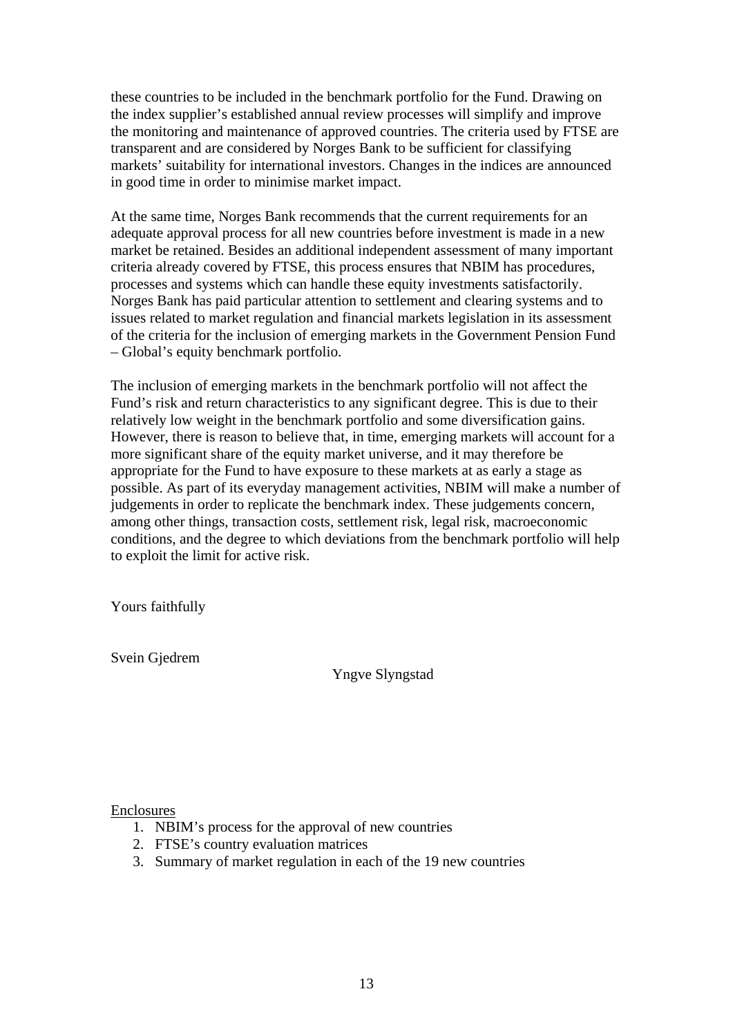these countries to be included in the benchmark portfolio for the Fund. Drawing on the index supplier's established annual review processes will simplify and improve the monitoring and maintenance of approved countries. The criteria used by FTSE are transparent and are considered by Norges Bank to be sufficient for classifying markets' suitability for international investors. Changes in the indices are announced in good time in order to minimise market impact.

At the same time, Norges Bank recommends that the current requirements for an adequate approval process for all new countries before investment is made in a new market be retained. Besides an additional independent assessment of many important criteria already covered by FTSE, this process ensures that NBIM has procedures, processes and systems which can handle these equity investments satisfactorily. Norges Bank has paid particular attention to settlement and clearing systems and to issues related to market regulation and financial markets legislation in its assessment of the criteria for the inclusion of emerging markets in the Government Pension Fund – Global's equity benchmark portfolio.

The inclusion of emerging markets in the benchmark portfolio will not affect the Fund's risk and return characteristics to any significant degree. This is due to their relatively low weight in the benchmark portfolio and some diversification gains. However, there is reason to believe that, in time, emerging markets will account for a more significant share of the equity market universe, and it may therefore be appropriate for the Fund to have exposure to these markets at as early a stage as possible. As part of its everyday management activities, NBIM will make a number of judgements in order to replicate the benchmark index. These judgements concern, among other things, transaction costs, settlement risk, legal risk, macroeconomic conditions, and the degree to which deviations from the benchmark portfolio will help to exploit the limit for active risk.

Yours faithfully

Svein Gjedrem

Yngve Slyngstad

Enclosures

1. NBIM's process for the approval of new countries
2. FTSE's country evaluation matrices
3. Summary of market regulation in each of the 19 new countries